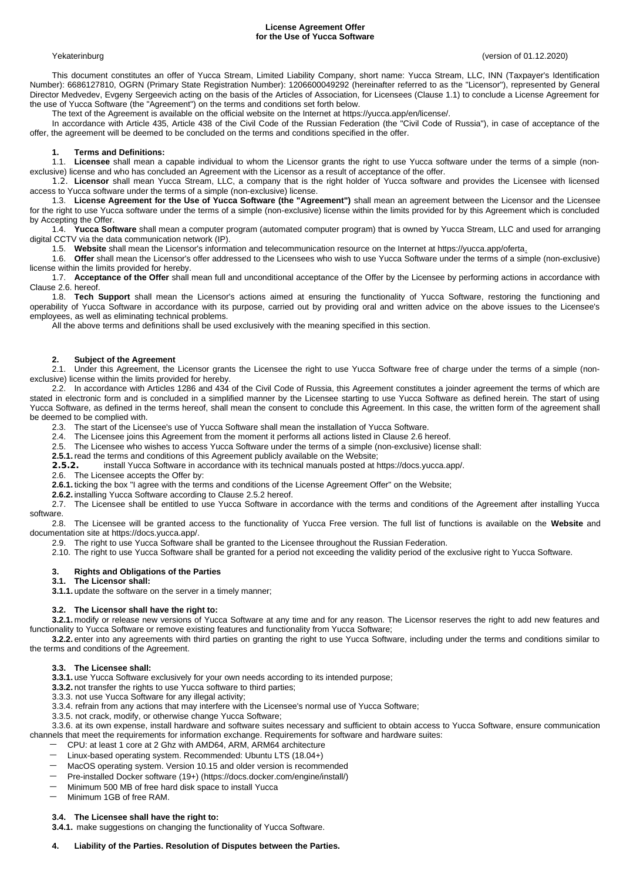**License Agreement Offer**
**for the Use of Yucca Software**

Yekaterinburg (version of 01.12.2020)

This document constitutes an offer of Yucca Stream, Limited Liability Company, short name: Yucca Stream, LLC, INN (Taxpayer's Identification Number): 6686127810, OGRN (Primary State Registration Number): 1206600049292 (hereinafter referred to as the "Licensor"), represented by General Director Medvedev, Evgeny Sergeevich acting on the basis of the Articles of Association, for Licensees (Clause 1.1) to conclude a License Agreement for the use of Yucca Software (the "Agreement") on the terms and conditions set forth below.

The text of the Agreement is available on the official website on the Internet at https://yucca.app/en/license/.

In accordance with Article 435, Article 438 of the Civil Code of the Russian Federation (the "Civil Code of Russia"), in case of acceptance of the offer, the agreement will be deemed to be concluded on the terms and conditions specified in the offer.

## 1. Terms and Definitions:

1.1. **Licensee** shall mean a capable individual to whom the Licensor grants the right to use Yucca software under the terms of a simple (non-exclusive) license and who has concluded an Agreement with the Licensor as a result of acceptance of the offer.

1.2. **Licensor** shall mean Yucca Stream, LLC, a company that is the right holder of Yucca software and provides the Licensee with licensed access to Yucca software under the terms of a simple (non-exclusive) license.

1.3. **License Agreement for the Use of Yucca Software (the "Agreement")** shall mean an agreement between the Licensor and the Licensee for the right to use Yucca software under the terms of a simple (non-exclusive) license within the limits provided for by this Agreement which is concluded by Accepting the Offer.

1.4. **Yucca Software** shall mean a computer program (automated computer program) that is owned by Yucca Stream, LLC and used for arranging digital CCTV via the data communication network (IP).

1.5. **Website** shall mean the Licensor's information and telecommunication resource on the Internet at https://yucca.app/oferta.

1.6. **Offer** shall mean the Licensor's offer addressed to the Licensees who wish to use Yucca Software under the terms of a simple (non-exclusive) license within the limits provided for hereby.

1.7. **Acceptance of the Offer** shall mean full and unconditional acceptance of the Offer by the Licensee by performing actions in accordance with Clause 2.6. hereof.

1.8. **Tech Support** shall mean the Licensor's actions aimed at ensuring the functionality of Yucca Software, restoring the functioning and operability of Yucca Software in accordance with its purpose, carried out by providing oral and written advice on the above issues to the Licensee's employees, as well as eliminating technical problems.

All the above terms and definitions shall be used exclusively with the meaning specified in this section.

## 2. Subject of the Agreement

2.1. Under this Agreement, the Licensor grants the Licensee the right to use Yucca Software free of charge under the terms of a simple (non-exclusive) license within the limits provided for hereby.

2.2. In accordance with Articles 1286 and 434 of the Civil Code of Russia, this Agreement constitutes a joinder agreement the terms of which are stated in electronic form and is concluded in a simplified manner by the Licensee starting to use Yucca Software as defined herein. The start of using Yucca Software, as defined in the terms hereof, shall mean the consent to conclude this Agreement. In this case, the written form of the agreement shall be deemed to be complied with.

2.3. The start of the Licensee's use of Yucca Software shall mean the installation of Yucca Software.

2.4. The Licensee joins this Agreement from the moment it performs all actions listed in Clause 2.6 hereof.

2.5. The Licensee who wishes to access Yucca Software under the terms of a simple (non-exclusive) license shall:

**2.5.1.** read the terms and conditions of this Agreement publicly available on the Website;

**2.5.2.** install Yucca Software in accordance with its technical manuals posted at https://docs.yucca.app/.

2.6. The Licensee accepts the Offer by:

**2.6.1.** ticking the box "I agree with the terms and conditions of the License Agreement Offer" on the Website;

**2.6.2.** installing Yucca Software according to Clause 2.5.2 hereof.

2.7. The Licensee shall be entitled to use Yucca Software in accordance with the terms and conditions of the Agreement after installing Yucca software.

2.8. The Licensee will be granted access to the functionality of Yucca Free version. The full list of functions is available on the **Website** and documentation site at https://docs.yucca.app/.

2.9. The right to use Yucca Software shall be granted to the Licensee throughout the Russian Federation.

2.10. The right to use Yucca Software shall be granted for a period not exceeding the validity period of the exclusive right to Yucca Software.

## 3. Rights and Obligations of the Parties

### 3.1. The Licensor shall:

**3.1.1.** update the software on the server in a timely manner;

### 3.2. The Licensor shall have the right to:

**3.2.1.** modify or release new versions of Yucca Software at any time and for any reason. The Licensor reserves the right to add new features and functionality to Yucca Software or remove existing features and functionality from Yucca Software;

**3.2.2.** enter into any agreements with third parties on granting the right to use Yucca Software, including under the terms and conditions similar to the terms and conditions of the Agreement.

### 3.3. The Licensee shall:

**3.3.1.** use Yucca Software exclusively for your own needs according to its intended purpose;

**3.3.2.** not transfer the rights to use Yucca software to third parties;

3.3.3. not use Yucca Software for any illegal activity;

3.3.4. refrain from any actions that may interfere with the Licensee's normal use of Yucca Software;

3.3.5. not crack, modify, or otherwise change Yucca Software;

3.3.6. at its own expense, install hardware and software suites necessary and sufficient to obtain access to Yucca Software, ensure communication channels that meet the requirements for information exchange. Requirements for software and hardware suites:

- CPU: at least 1 core at 2 Ghz with AMD64, ARM, ARM64 architecture
- Linux-based operating system. Recommended: Ubuntu LTS (18.04+)
- MacOS operating system. Version 10.15 and older version is recommended
- Pre-installed Docker software (19+) (https://docs.docker.com/engine/install/)
- Minimum 500 MB of free hard disk space to install Yucca
- Minimum 1GB of free RAM.

### 3.4. The Licensee shall have the right to:

**3.4.1.** make suggestions on changing the functionality of Yucca Software.

## 4. Liability of the Parties. Resolution of Disputes between the Parties.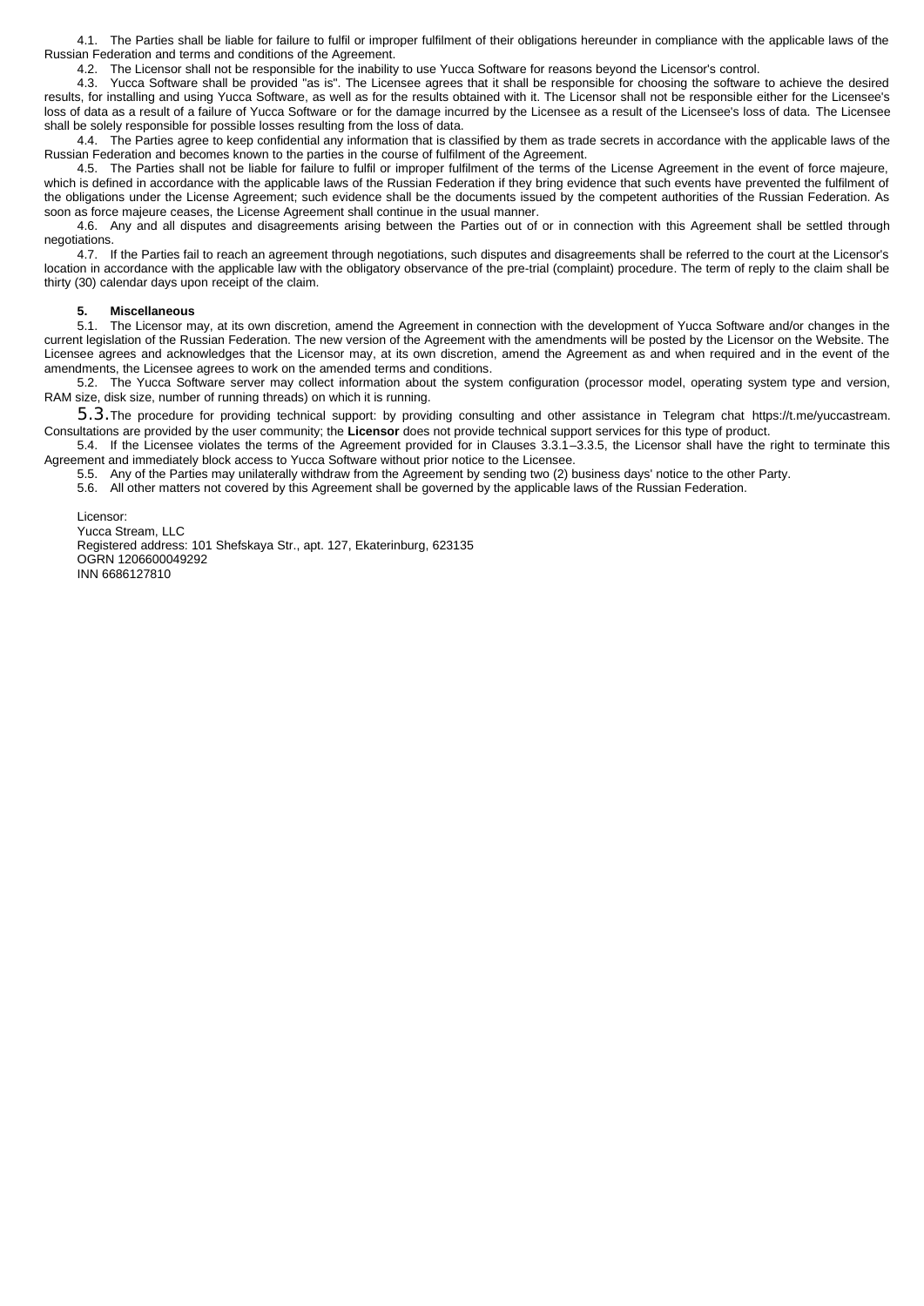4.1. The Parties shall be liable for failure to fulfil or improper fulfilment of their obligations hereunder in compliance with the applicable laws of the Russian Federation and terms and conditions of the Agreement.

4.2. The Licensor shall not be responsible for the inability to use Yucca Software for reasons beyond the Licensor's control.

4.3. Yucca Software shall be provided "as is". The Licensee agrees that it shall be responsible for choosing the software to achieve the desired results, for installing and using Yucca Software, as well as for the results obtained with it. The Licensor shall not be responsible either for the Licensee's loss of data as a result of a failure of Yucca Software or for the damage incurred by the Licensee as a result of the Licensee's loss of data. The Licensee shall be solely responsible for possible losses resulting from the loss of data.

4.4. The Parties agree to keep confidential any information that is classified by them as trade secrets in accordance with the applicable laws of the Russian Federation and becomes known to the parties in the course of fulfilment of the Agreement.

4.5. The Parties shall not be liable for failure to fulfil or improper fulfilment of the terms of the License Agreement in the event of force majeure, which is defined in accordance with the applicable laws of the Russian Federation if they bring evidence that such events have prevented the fulfilment of the obligations under the License Agreement; such evidence shall be the documents issued by the competent authorities of the Russian Federation. As soon as force majeure ceases, the License Agreement shall continue in the usual manner.

4.6. Any and all disputes and disagreements arising between the Parties out of or in connection with this Agreement shall be settled through negotiations.

4.7. If the Parties fail to reach an agreement through negotiations, such disputes and disagreements shall be referred to the court at the Licensor's location in accordance with the applicable law with the obligatory observance of the pre-trial (complaint) procedure. The term of reply to the claim shall be thirty (30) calendar days upon receipt of the claim.

**5. Miscellaneous**

5.1. The Licensor may, at its own discretion, amend the Agreement in connection with the development of Yucca Software and/or changes in the current legislation of the Russian Federation. The new version of the Agreement with the amendments will be posted by the Licensor on the Website. The Licensee agrees and acknowledges that the Licensor may, at its own discretion, amend the Agreement as and when required and in the event of the amendments, the Licensee agrees to work on the amended terms and conditions.

5.2. The Yucca Software server may collect information about the system configuration (processor model, operating system type and version, RAM size, disk size, number of running threads) on which it is running.

5.3. The procedure for providing technical support: by providing consulting and other assistance in Telegram chat https://t.me/yuccastream. Consultations are provided by the user community; the **Licensor** does not provide technical support services for this type of product.

5.4. If the Licensee violates the terms of the Agreement provided for in Clauses 3.3.1–3.3.5, the Licensor shall have the right to terminate this Agreement and immediately block access to Yucca Software without prior notice to the Licensee.

5.5. Any of the Parties may unilaterally withdraw from the Agreement by sending two (2) business days' notice to the other Party.

5.6. All other matters not covered by this Agreement shall be governed by the applicable laws of the Russian Federation.

Licensor:
Yucca Stream, LLC
Registered address: 101 Shefskaya Str., apt. 127, Ekaterinburg, 623135
OGRN 1206600049292
INN 6686127810